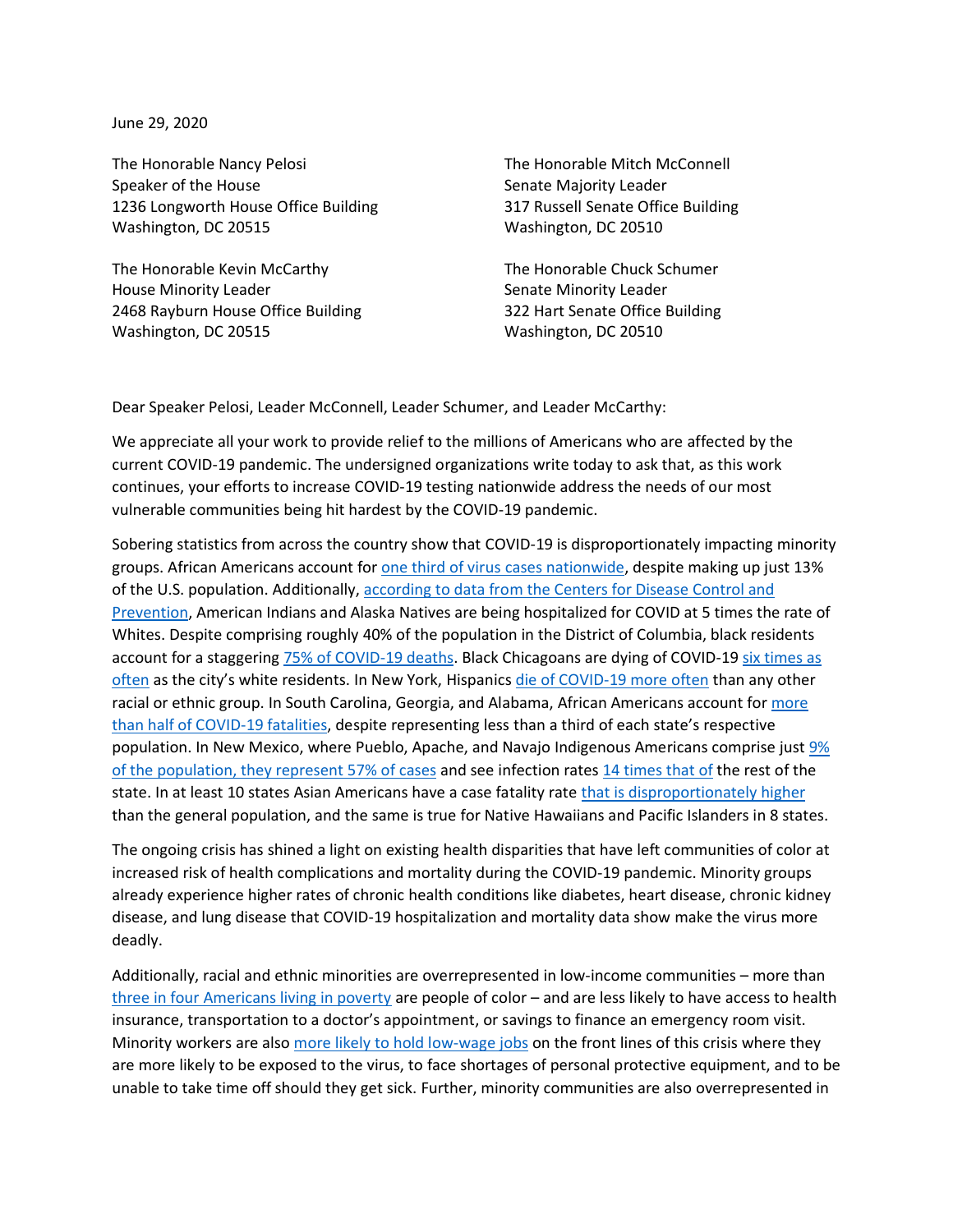June 29, 2020

The Honorable Nancy Pelosi
Speaker of the House
1236 Longworth House Office Building
Washington, DC 20515

The Honorable Mitch McConnell
Senate Majority Leader
317 Russell Senate Office Building
Washington, DC 20510

The Honorable Kevin McCarthy
House Minority Leader
2468 Rayburn House Office Building
Washington, DC 20515

The Honorable Chuck Schumer
Senate Minority Leader
322 Hart Senate Office Building
Washington, DC 20510

Dear Speaker Pelosi, Leader McConnell, Leader Schumer, and Leader McCarthy:

We appreciate all your work to provide relief to the millions of Americans who are affected by the current COVID-19 pandemic. The undersigned organizations write today to ask that, as this work continues, your efforts to increase COVID-19 testing nationwide address the needs of our most vulnerable communities being hit hardest by the COVID-19 pandemic.

Sobering statistics from across the country show that COVID-19 is disproportionately impacting minority groups. African Americans account for one third of virus cases nationwide, despite making up just 13% of the U.S. population. Additionally, according to data from the Centers for Disease Control and Prevention, American Indians and Alaska Natives are being hospitalized for COVID at 5 times the rate of Whites. Despite comprising roughly 40% of the population in the District of Columbia, black residents account for a staggering 75% of COVID-19 deaths. Black Chicagoans are dying of COVID-19 six times as often as the city's white residents. In New York, Hispanics die of COVID-19 more often than any other racial or ethnic group. In South Carolina, Georgia, and Alabama, African Americans account for more than half of COVID-19 fatalities, despite representing less than a third of each state's respective population. In New Mexico, where Pueblo, Apache, and Navajo Indigenous Americans comprise just 9% of the population, they represent 57% of cases and see infection rates 14 times that of the rest of the state. In at least 10 states Asian Americans have a case fatality rate that is disproportionately higher than the general population, and the same is true for Native Hawaiians and Pacific Islanders in 8 states.

The ongoing crisis has shined a light on existing health disparities that have left communities of color at increased risk of health complications and mortality during the COVID-19 pandemic. Minority groups already experience higher rates of chronic health conditions like diabetes, heart disease, chronic kidney disease, and lung disease that COVID-19 hospitalization and mortality data show make the virus more deadly.

Additionally, racial and ethnic minorities are overrepresented in low-income communities – more than three in four Americans living in poverty are people of color – and are less likely to have access to health insurance, transportation to a doctor's appointment, or savings to finance an emergency room visit. Minority workers are also more likely to hold low-wage jobs on the front lines of this crisis where they are more likely to be exposed to the virus, to face shortages of personal protective equipment, and to be unable to take time off should they get sick. Further, minority communities are also overrepresented in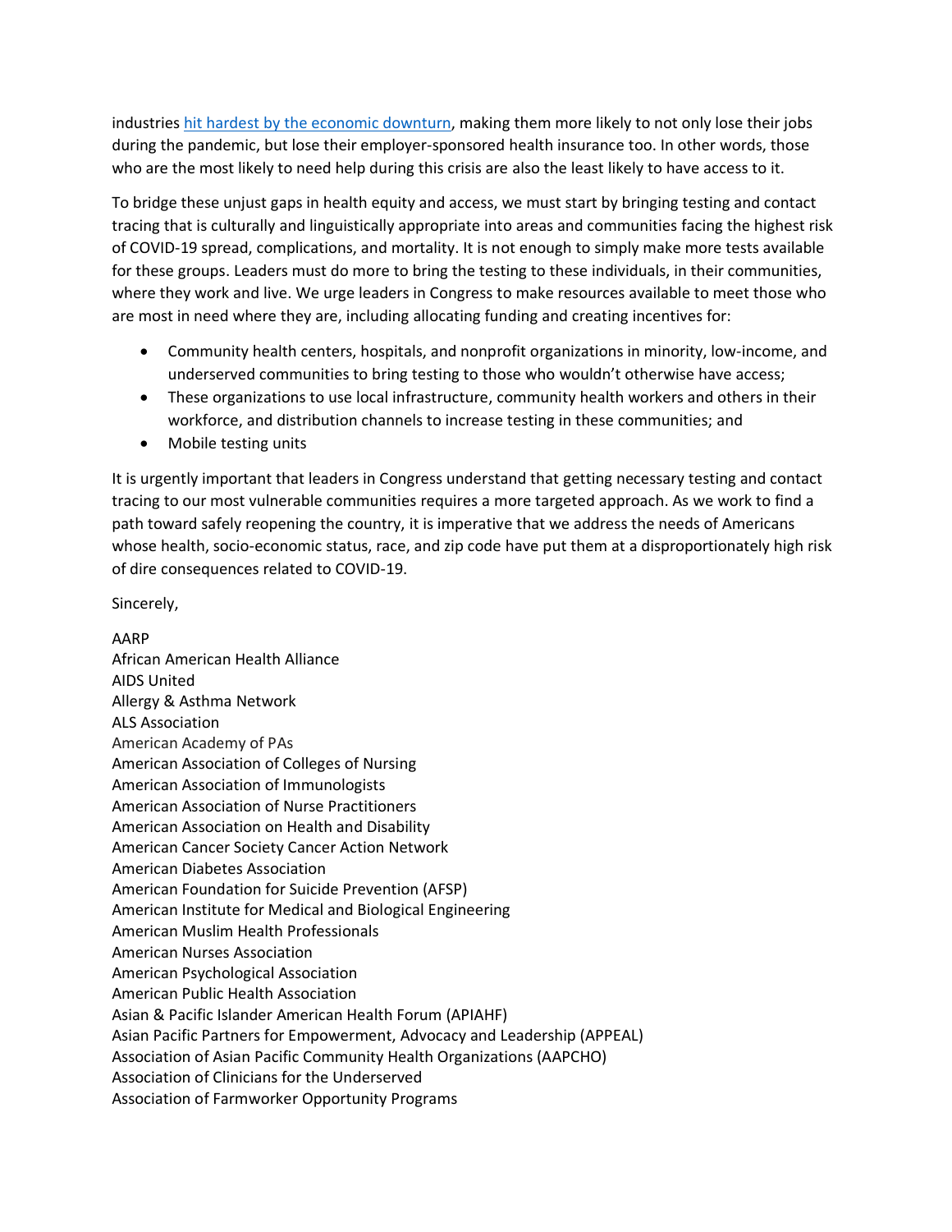industries [hit hardest by the economic downturn](), making them more likely to not only lose their jobs during the pandemic, but lose their employer-sponsored health insurance too. In other words, those who are the most likely to need help during this crisis are also the least likely to have access to it.

To bridge these unjust gaps in health equity and access, we must start by bringing testing and contact tracing that is culturally and linguistically appropriate into areas and communities facing the highest risk of COVID-19 spread, complications, and mortality. It is not enough to simply make more tests available for these groups. Leaders must do more to bring the testing to these individuals, in their communities, where they work and live. We urge leaders in Congress to make resources available to meet those who are most in need where they are, including allocating funding and creating incentives for:

- Community health centers, hospitals, and nonprofit organizations in minority, low-income, and underserved communities to bring testing to those who wouldn't otherwise have access;
- These organizations to use local infrastructure, community health workers and others in their workforce, and distribution channels to increase testing in these communities; and
- Mobile testing units

It is urgently important that leaders in Congress understand that getting necessary testing and contact tracing to our most vulnerable communities requires a more targeted approach. As we work to find a path toward safely reopening the country, it is imperative that we address the needs of Americans whose health, socio-economic status, race, and zip code have put them at a disproportionately high risk of dire consequences related to COVID-19.

Sincerely,

AARP
African American Health Alliance
AIDS United
Allergy & Asthma Network
ALS Association
American Academy of PAs
American Association of Colleges of Nursing
American Association of Immunologists
American Association of Nurse Practitioners
American Association on Health and Disability
American Cancer Society Cancer Action Network
American Diabetes Association
American Foundation for Suicide Prevention (AFSP)
American Institute for Medical and Biological Engineering
American Muslim Health Professionals
American Nurses Association
American Psychological Association
American Public Health Association
Asian & Pacific Islander American Health Forum (APIAHF)
Asian Pacific Partners for Empowerment, Advocacy and Leadership (APPEAL)
Association of Asian Pacific Community Health Organizations (AAPCHO)
Association of Clinicians for the Underserved
Association of Farmworker Opportunity Programs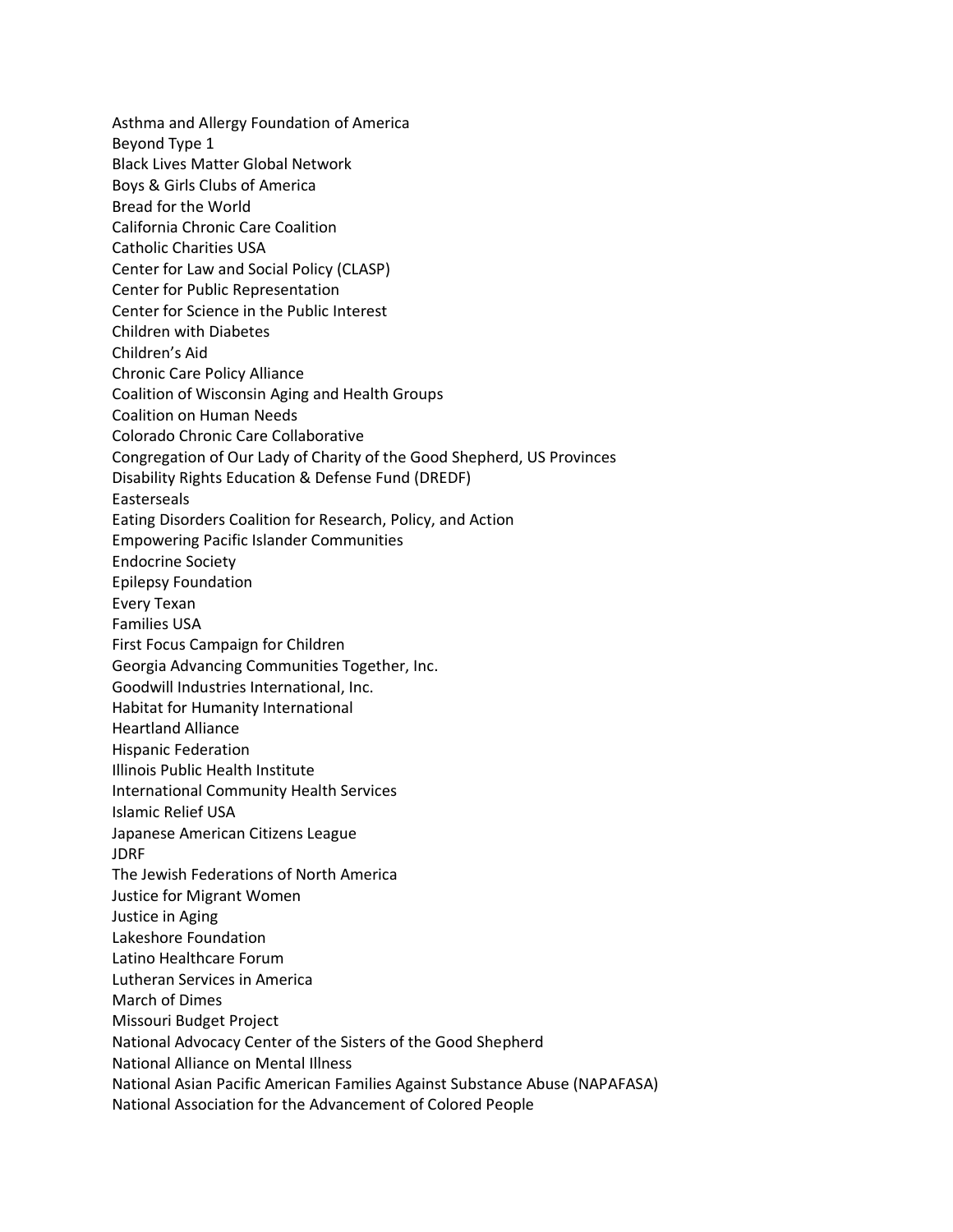Asthma and Allergy Foundation of America
Beyond Type 1
Black Lives Matter Global Network
Boys & Girls Clubs of America
Bread for the World
California Chronic Care Coalition
Catholic Charities USA
Center for Law and Social Policy (CLASP)
Center for Public Representation
Center for Science in the Public Interest
Children with Diabetes
Children's Aid
Chronic Care Policy Alliance
Coalition of Wisconsin Aging and Health Groups
Coalition on Human Needs
Colorado Chronic Care Collaborative
Congregation of Our Lady of Charity of the Good Shepherd, US Provinces
Disability Rights Education & Defense Fund (DREDF)
Easterseals
Eating Disorders Coalition for Research, Policy, and Action
Empowering Pacific Islander Communities
Endocrine Society
Epilepsy Foundation
Every Texan
Families USA
First Focus Campaign for Children
Georgia Advancing Communities Together, Inc.
Goodwill Industries International, Inc.
Habitat for Humanity International
Heartland Alliance
Hispanic Federation
Illinois Public Health Institute
International Community Health Services
Islamic Relief USA
Japanese American Citizens League
JDRF
The Jewish Federations of North America
Justice for Migrant Women
Justice in Aging
Lakeshore Foundation
Latino Healthcare Forum
Lutheran Services in America
March of Dimes
Missouri Budget Project
National Advocacy Center of the Sisters of the Good Shepherd
National Alliance on Mental Illness
National Asian Pacific American Families Against Substance Abuse (NAPAFASA)
National Association for the Advancement of Colored People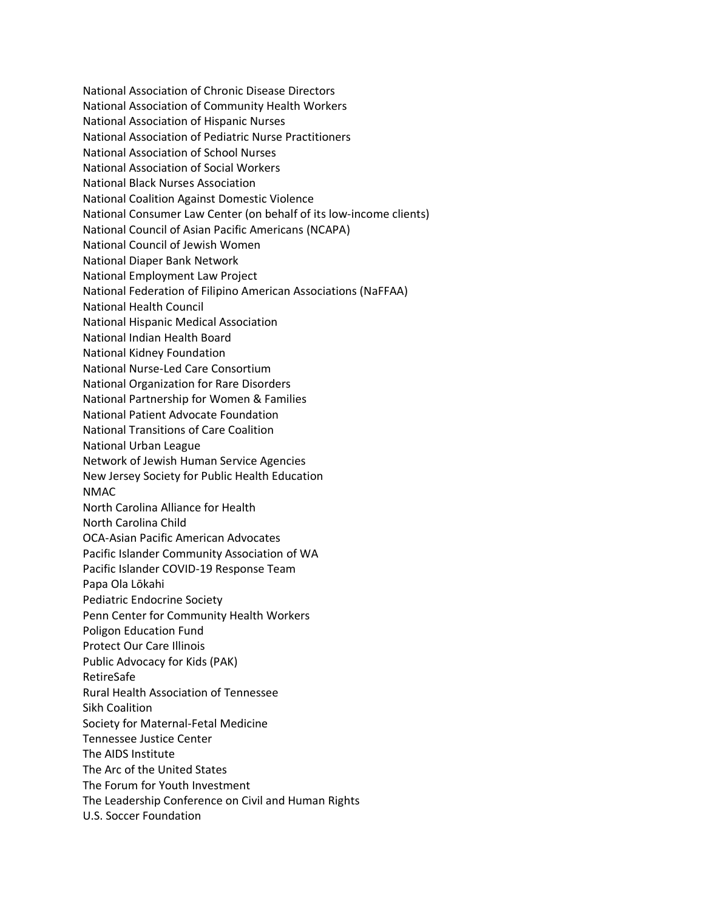National Association of Chronic Disease Directors
National Association of Community Health Workers
National Association of Hispanic Nurses
National Association of Pediatric Nurse Practitioners
National Association of School Nurses
National Association of Social Workers
National Black Nurses Association
National Coalition Against Domestic Violence
National Consumer Law Center (on behalf of its low-income clients)
National Council of Asian Pacific Americans (NCAPA)
National Council of Jewish Women
National Diaper Bank Network
National Employment Law Project
National Federation of Filipino American Associations (NaFFAA)
National Health Council
National Hispanic Medical Association
National Indian Health Board
National Kidney Foundation
National Nurse-Led Care Consortium
National Organization for Rare Disorders
National Partnership for Women & Families
National Patient Advocate Foundation
National Transitions of Care Coalition
National Urban League
Network of Jewish Human Service Agencies
New Jersey Society for Public Health Education
NMAC
North Carolina Alliance for Health
North Carolina Child
OCA-Asian Pacific American Advocates
Pacific Islander Community Association of WA
Pacific Islander COVID-19 Response Team
Papa Ola Lōkahi
Pediatric Endocrine Society
Penn Center for Community Health Workers
Poligon Education Fund
Protect Our Care Illinois
Public Advocacy for Kids (PAK)
RetireSafe
Rural Health Association of Tennessee
Sikh Coalition
Society for Maternal-Fetal Medicine
Tennessee Justice Center
The AIDS Institute
The Arc of the United States
The Forum for Youth Investment
The Leadership Conference on Civil and Human Rights
U.S. Soccer Foundation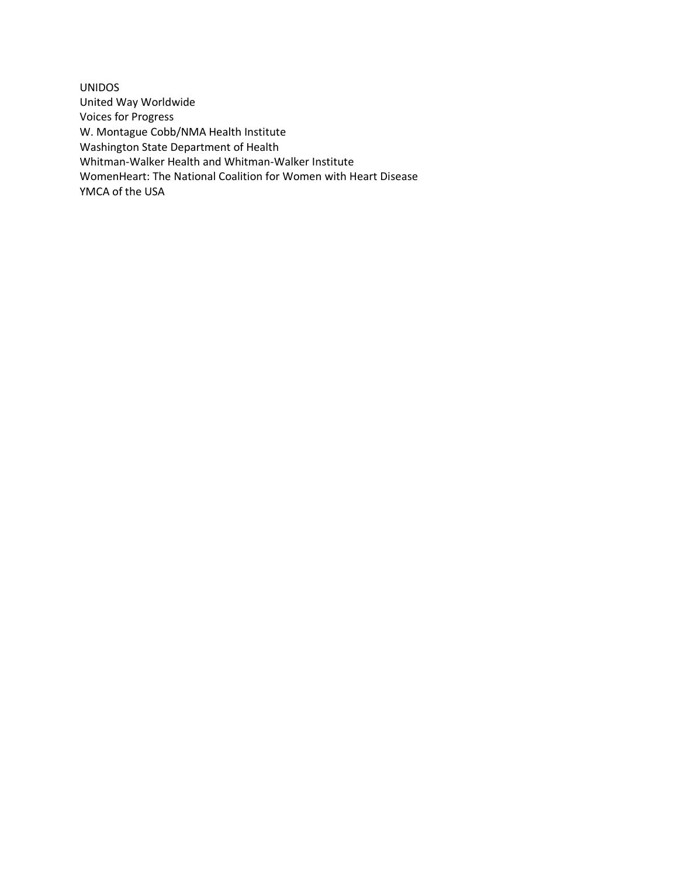UNIDOS
United Way Worldwide
Voices for Progress
W. Montague Cobb/NMA Health Institute
Washington State Department of Health
Whitman-Walker Health and Whitman-Walker Institute
WomenHeart: The National Coalition for Women with Heart Disease
YMCA of the USA